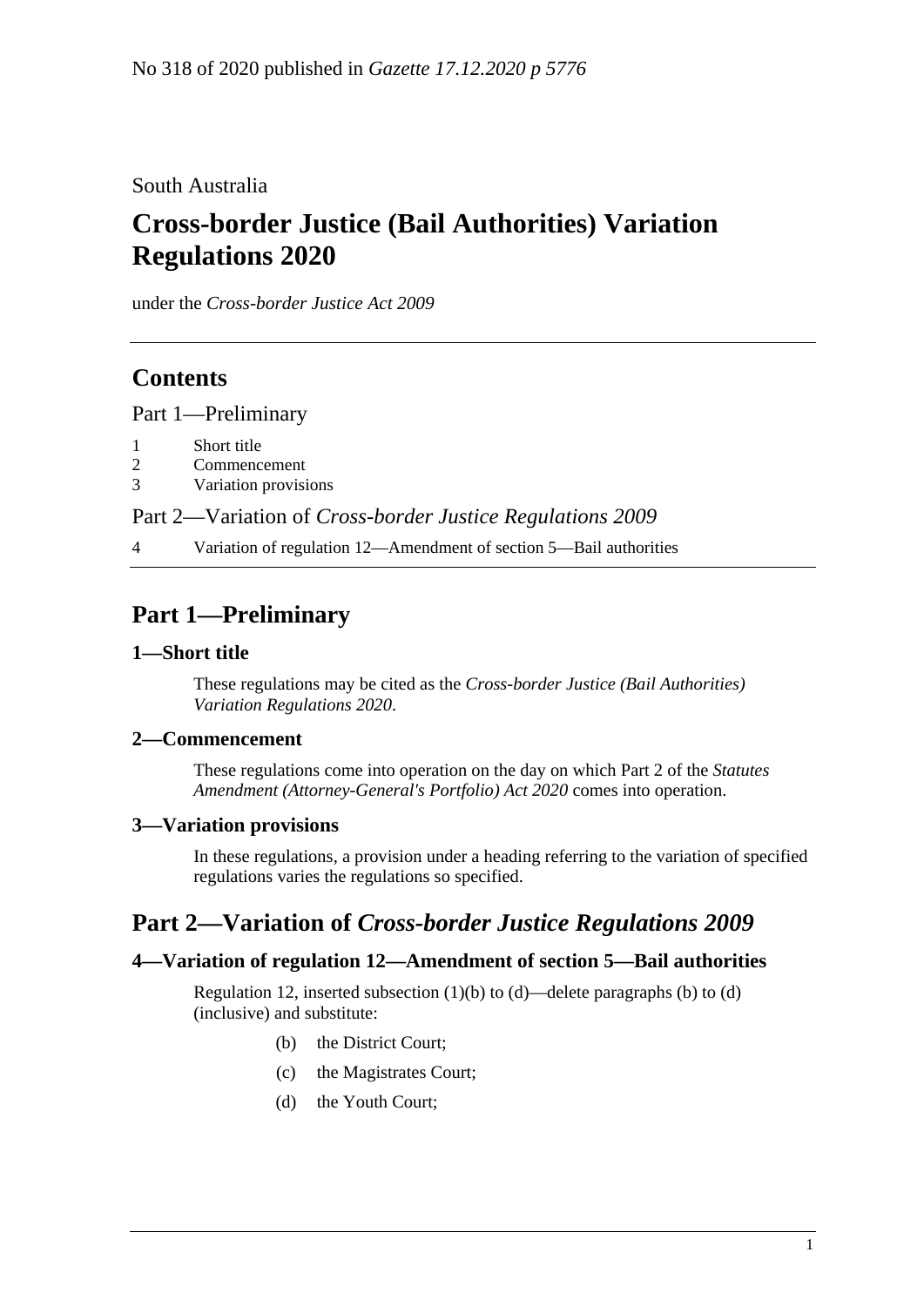No 318 of 2020 published in *Gazette 17.12.2020 p 5776*

South Australia

# Cross-border Justice (Bail Authorities) Variation Regulations 2020

under the *Cross-border Justice Act 2009*

## Contents

Part 1—Preliminary

1 Short title
2 Commencement
3 Variation provisions

Part 2—Variation of *Cross-border Justice Regulations 2009*

4 Variation of regulation 12—Amendment of section 5—Bail authorities

## Part 1—Preliminary

### 1—Short title

These regulations may be cited as the *Cross-border Justice (Bail Authorities) Variation Regulations 2020*.

### 2—Commencement

These regulations come into operation on the day on which Part 2 of the *Statutes Amendment (Attorney-General's Portfolio) Act 2020* comes into operation.

### 3—Variation provisions

In these regulations, a provision under a heading referring to the variation of specified regulations varies the regulations so specified.

## Part 2—Variation of *Cross-border Justice Regulations 2009*

### 4—Variation of regulation 12—Amendment of section 5—Bail authorities

Regulation 12, inserted subsection (1)(b) to (d)—delete paragraphs (b) to (d) (inclusive) and substitute:

(b) the District Court;

(c) the Magistrates Court;

(d) the Youth Court;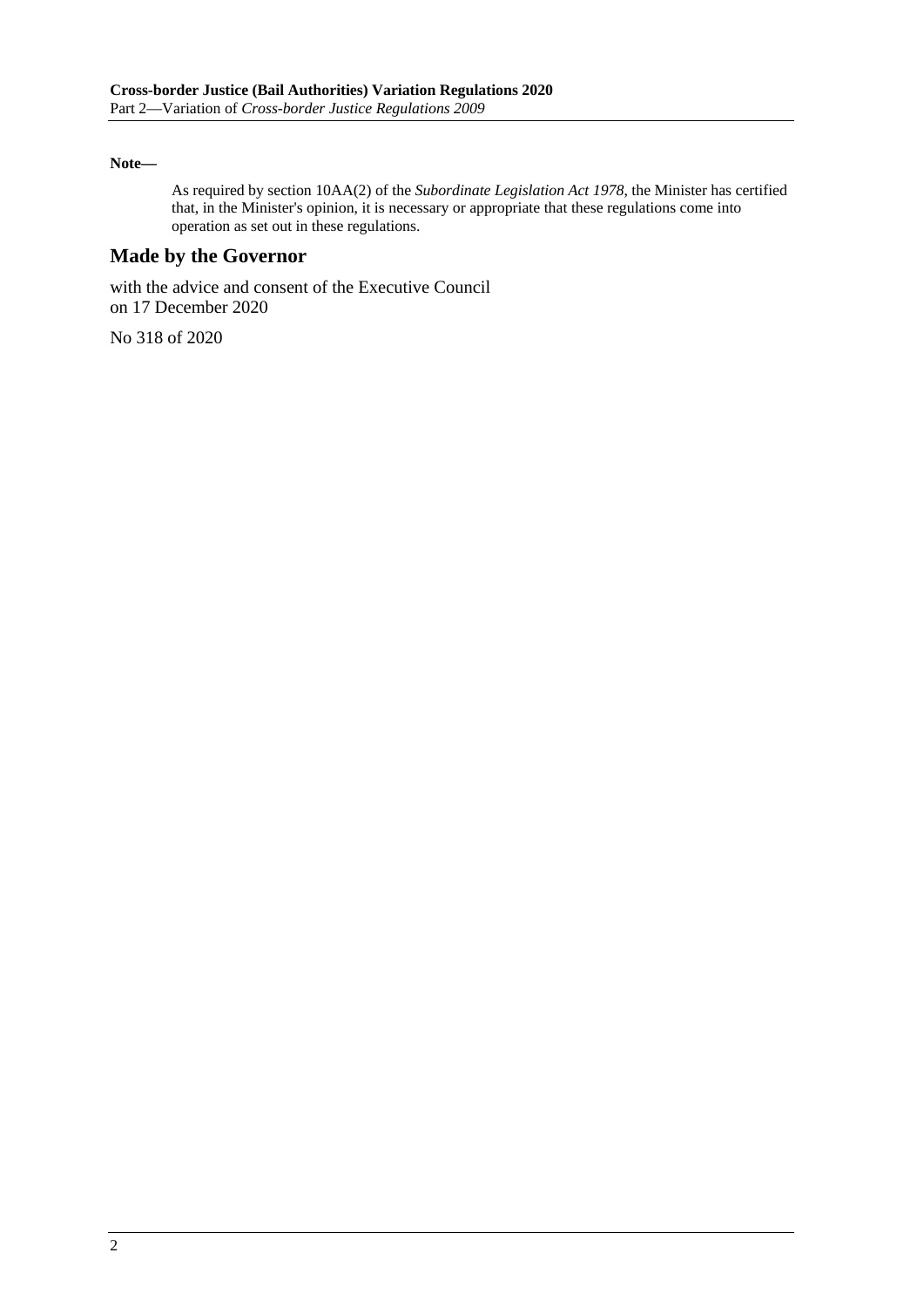**Note—**

As required by section 10AA(2) of the *Subordinate Legislation Act 1978*, the Minister has certified that, in the Minister's opinion, it is necessary or appropriate that these regulations come into operation as set out in these regulations.

## Made by the Governor

with the advice and consent of the Executive Council
on 17 December 2020

No 318 of 2020